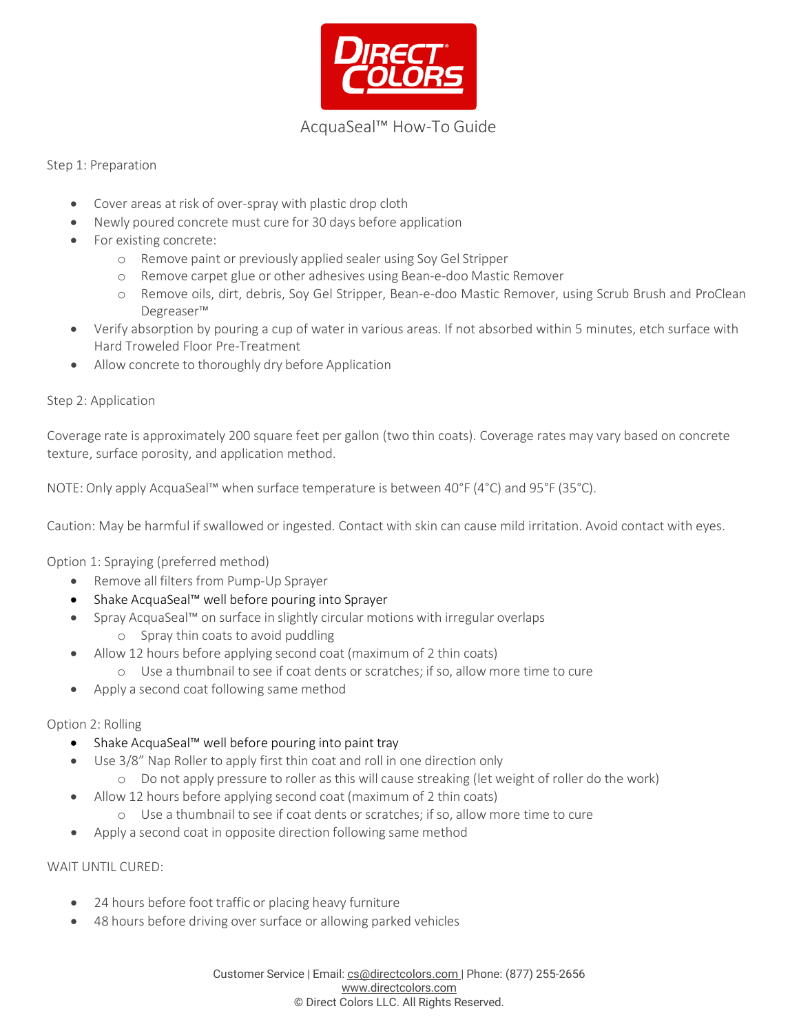# AcquaSeal™ How-To Guide

## Step 1: Preparation

- Cover areas at risk of over-spray with plastic drop cloth
- Newly poured concrete must cure for 30 days before application
- For existing concrete:
  - Remove paint or previously applied sealer using Soy Gel Stripper
  - Remove carpet glue or other adhesives using Bean-e-doo Mastic Remover
  - Remove oils, dirt, debris, Soy Gel Stripper, Bean-e-doo Mastic Remover, using Scrub Brush and ProClean Degreaser™
- Verify absorption by pouring a cup of water in various areas. If not absorbed within 5 minutes, etch surface with Hard Troweled Floor Pre-Treatment
- Allow concrete to thoroughly dry before Application

## Step 2: Application

Coverage rate is approximately 200 square feet per gallon (two thin coats). Coverage rates may vary based on concrete texture, surface porosity, and application method.

NOTE: Only apply AcquaSeal™ when surface temperature is between 40°F (4°C) and 95°F (35°C).

Caution: May be harmful if swallowed or ingested. Contact with skin can cause mild irritation. Avoid contact with eyes.

### Option 1: Spraying (preferred method)

- Remove all filters from Pump-Up Sprayer
- Shake AcquaSeal™ well before pouring into Sprayer
- Spray AcquaSeal™ on surface in slightly circular motions with irregular overlaps
  - Spray thin coats to avoid puddling
- Allow 12 hours before applying second coat (maximum of 2 thin coats)
  - Use a thumbnail to see if coat dents or scratches; if so, allow more time to cure
- Apply a second coat following same method

### Option 2: Rolling

- Shake AcquaSeal™ well before pouring into paint tray
- Use 3/8" Nap Roller to apply first thin coat and roll in one direction only
  - Do not apply pressure to roller as this will cause streaking (let weight of roller do the work)
- Allow 12 hours before applying second coat (maximum of 2 thin coats)
  - Use a thumbnail to see if coat dents or scratches; if so, allow more time to cure
- Apply a second coat in opposite direction following same method

### WAIT UNTIL CURED:

- 24 hours before foot traffic or placing heavy furniture
- 48 hours before driving over surface or allowing parked vehicles

Customer Service | Email: cs@directcolors.com | Phone: (877) 255-2656
www.directcolors.com
© Direct Colors LLC. All Rights Reserved.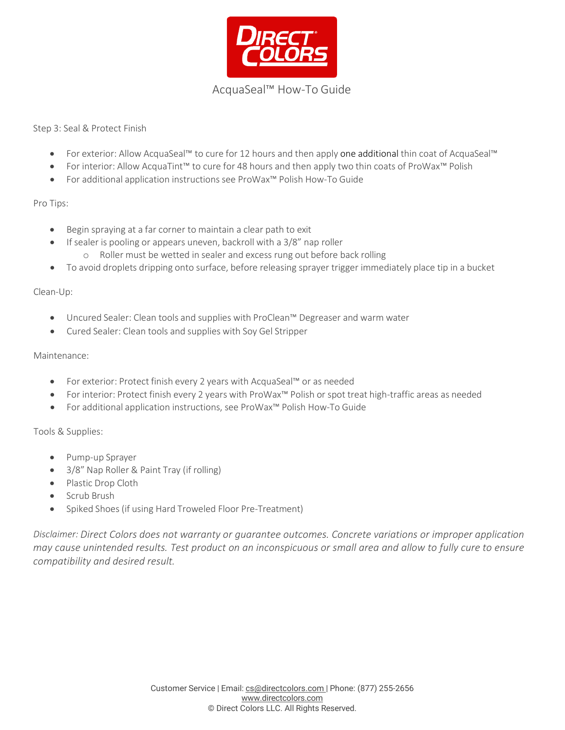# AcquaSeal™ How-To Guide

Step 3: Seal & Protect Finish

- For exterior: Allow AcquaSeal™ to cure for 12 hours and then apply one additional thin coat of AcquaSeal™
- For interior: Allow AcquaTint™ to cure for 48 hours and then apply two thin coats of ProWax™ Polish
- For additional application instructions see ProWax™ Polish How-To Guide

Pro Tips:

- Begin spraying at a far corner to maintain a clear path to exit
- If sealer is pooling or appears uneven, backroll with a 3/8" nap roller
  - Roller must be wetted in sealer and excess rung out before back rolling
- To avoid droplets dripping onto surface, before releasing sprayer trigger immediately place tip in a bucket

Clean-Up:

- Uncured Sealer: Clean tools and supplies with ProClean™ Degreaser and warm water
- Cured Sealer: Clean tools and supplies with Soy Gel Stripper

Maintenance:

- For exterior: Protect finish every 2 years with AcquaSeal™ or as needed
- For interior: Protect finish every 2 years with ProWax™ Polish or spot treat high-traffic areas as needed
- For additional application instructions, see ProWax™ Polish How-To Guide

Tools & Supplies:

- Pump-up Sprayer
- 3/8" Nap Roller & Paint Tray (if rolling)
- Plastic Drop Cloth
- Scrub Brush
- Spiked Shoes (if using Hard Troweled Floor Pre-Treatment)

*Disclaimer: Direct Colors does not warranty or guarantee outcomes. Concrete variations or improper application may cause unintended results. Test product on an inconspicuous or small area and allow to fully cure to ensure compatibility and desired result.*

Customer Service | Email: cs@directcolors.com | Phone: (877) 255-2656
www.directcolors.com
© Direct Colors LLC. All Rights Reserved.